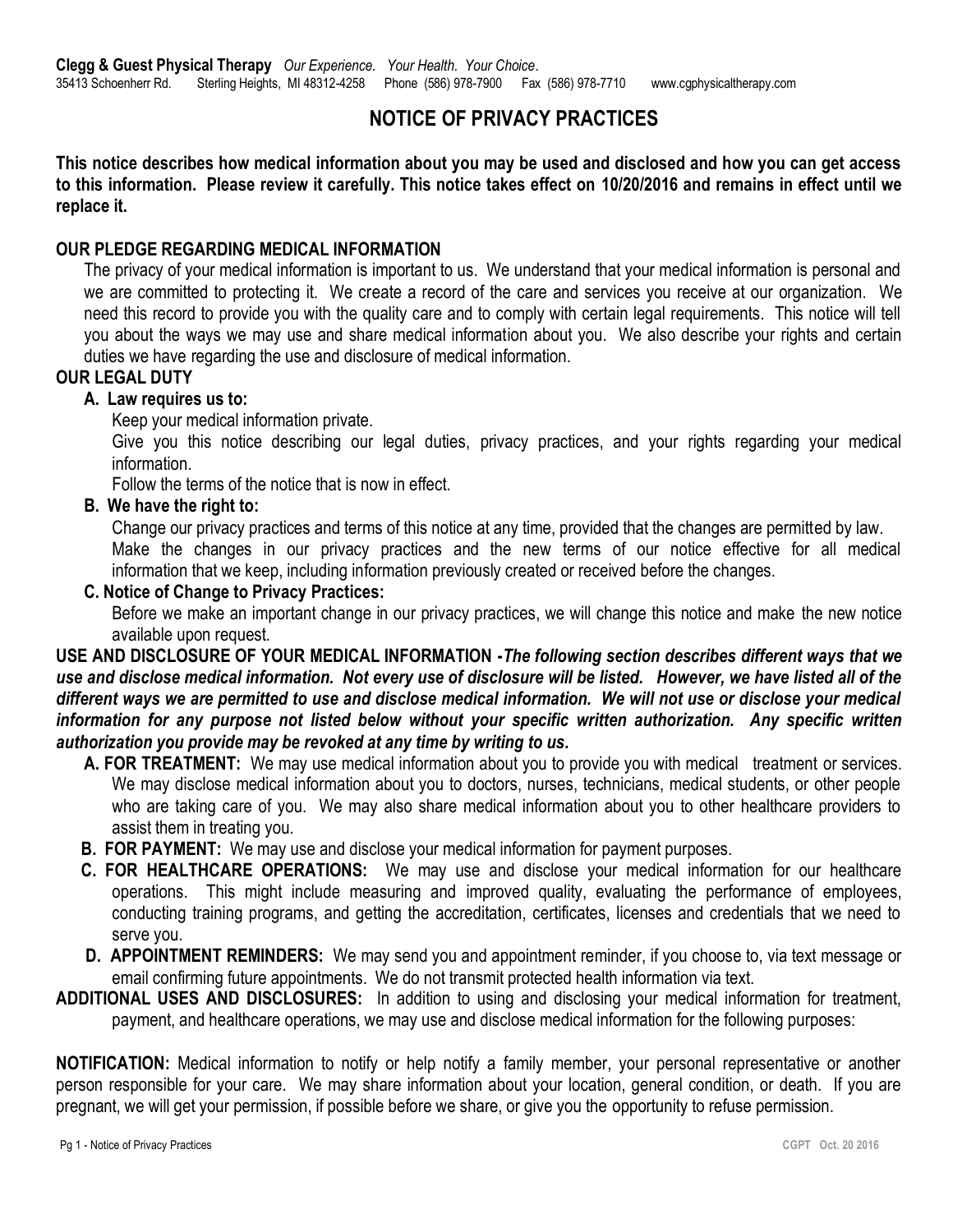**Clegg & Guest Physical Therapy** *Our Experience. Your Health. Your Choice*.
35413 Schoenherr Rd. Sterling Heights, MI 48312-4258 Phone (586) 978-7900 Fax (586) 978-7710 www.cgphysicaltherapy.com

# NOTICE OF PRIVACY PRACTICES

**This notice describes how medical information about you may be used and disclosed and how you can get access to this information. Please review it carefully. This notice takes effect on 10/20/2016 and remains in effect until we replace it.**

## OUR PLEDGE REGARDING MEDICAL INFORMATION

The privacy of your medical information is important to us. We understand that your medical information is personal and we are committed to protecting it. We create a record of the care and services you receive at our organization. We need this record to provide you with the quality care and to comply with certain legal requirements. This notice will tell you about the ways we may use and share medical information about you. We also describe your rights and certain duties we have regarding the use and disclosure of medical information.

## OUR LEGAL DUTY

**A. Law requires us to:**

Keep your medical information private.

Give you this notice describing our legal duties, privacy practices, and your rights regarding your medical information.

Follow the terms of the notice that is now in effect.

**B. We have the right to:**

Change our privacy practices and terms of this notice at any time, provided that the changes are permitted by law.

Make the changes in our privacy practices and the new terms of our notice effective for all medical information that we keep, including information previously created or received before the changes.

**C. Notice of Change to Privacy Practices:**

Before we make an important change in our privacy practices, we will change this notice and make the new notice available upon request.

**USE AND DISCLOSURE OF YOUR MEDICAL INFORMATION -*The following section describes different ways that we use and disclose medical information. Not every use of disclosure will be listed. However, we have listed all of the different ways we are permitted to use and disclose medical information. We will not use or disclose your medical information for any purpose not listed below without your specific written authorization. Any specific written authorization you provide may be revoked at any time by writing to us.***

**A. FOR TREATMENT:** We may use medical information about you to provide you with medical treatment or services. We may disclose medical information about you to doctors, nurses, technicians, medical students, or other people who are taking care of you. We may also share medical information about you to other healthcare providers to assist them in treating you.

**B. FOR PAYMENT:** We may use and disclose your medical information for payment purposes.

**C. FOR HEALTHCARE OPERATIONS:** We may use and disclose your medical information for our healthcare operations. This might include measuring and improved quality, evaluating the performance of employees, conducting training programs, and getting the accreditation, certificates, licenses and credentials that we need to serve you.

**D. APPOINTMENT REMINDERS:** We may send you and appointment reminder, if you choose to, via text message or email confirming future appointments. We do not transmit protected health information via text.

**ADDITIONAL USES AND DISCLOSURES:** In addition to using and disclosing your medical information for treatment, payment, and healthcare operations, we may use and disclose medical information for the following purposes:

**NOTIFICATION:** Medical information to notify or help notify a family member, your personal representative or another person responsible for your care. We may share information about your location, general condition, or death. If you are pregnant, we will get your permission, if possible before we share, or give you the opportunity to refuse permission.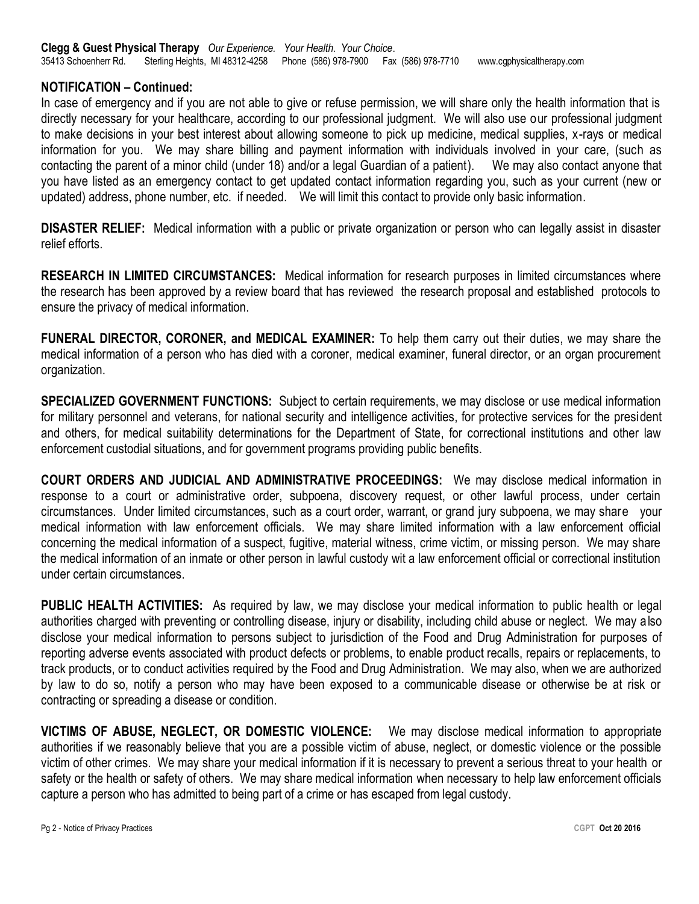**NOTIFICATION – Continued:**

In case of emergency and if you are not able to give or refuse permission, we will share only the health information that is directly necessary for your healthcare, according to our professional judgment. We will also use our professional judgment to make decisions in your best interest about allowing someone to pick up medicine, medical supplies, x-rays or medical information for you. We may share billing and payment information with individuals involved in your care, (such as contacting the parent of a minor child (under 18) and/or a legal Guardian of a patient). We may also contact anyone that you have listed as an emergency contact to get updated contact information regarding you, such as your current (new or updated) address, phone number, etc. if needed. We will limit this contact to provide only basic information.

**DISASTER RELIEF:** Medical information with a public or private organization or person who can legally assist in disaster relief efforts.

**RESEARCH IN LIMITED CIRCUMSTANCES:** Medical information for research purposes in limited circumstances where the research has been approved by a review board that has reviewed the research proposal and established protocols to ensure the privacy of medical information.

**FUNERAL DIRECTOR, CORONER, and MEDICAL EXAMINER:** To help them carry out their duties, we may share the medical information of a person who has died with a coroner, medical examiner, funeral director, or an organ procurement organization.

**SPECIALIZED GOVERNMENT FUNCTIONS:** Subject to certain requirements, we may disclose or use medical information for military personnel and veterans, for national security and intelligence activities, for protective services for the president and others, for medical suitability determinations for the Department of State, for correctional institutions and other law enforcement custodial situations, and for government programs providing public benefits.

**COURT ORDERS AND JUDICIAL AND ADMINISTRATIVE PROCEEDINGS:** We may disclose medical information in response to a court or administrative order, subpoena, discovery request, or other lawful process, under certain circumstances. Under limited circumstances, such as a court order, warrant, or grand jury subpoena, we may share your medical information with law enforcement officials. We may share limited information with a law enforcement official concerning the medical information of a suspect, fugitive, material witness, crime victim, or missing person. We may share the medical information of an inmate or other person in lawful custody wit a law enforcement official or correctional institution under certain circumstances.

**PUBLIC HEALTH ACTIVITIES:** As required by law, we may disclose your medical information to public health or legal authorities charged with preventing or controlling disease, injury or disability, including child abuse or neglect. We may also disclose your medical information to persons subject to jurisdiction of the Food and Drug Administration for purposes of reporting adverse events associated with product defects or problems, to enable product recalls, repairs or replacements, to track products, or to conduct activities required by the Food and Drug Administration. We may also, when we are authorized by law to do so, notify a person who may have been exposed to a communicable disease or otherwise be at risk or contracting or spreading a disease or condition.

**VICTIMS OF ABUSE, NEGLECT, OR DOMESTIC VIOLENCE:** We may disclose medical information to appropriate authorities if we reasonably believe that you are a possible victim of abuse, neglect, or domestic violence or the possible victim of other crimes. We may share your medical information if it is necessary to prevent a serious threat to your health or safety or the health or safety of others. We may share medical information when necessary to help law enforcement officials capture a person who has admitted to being part of a crime or has escaped from legal custody.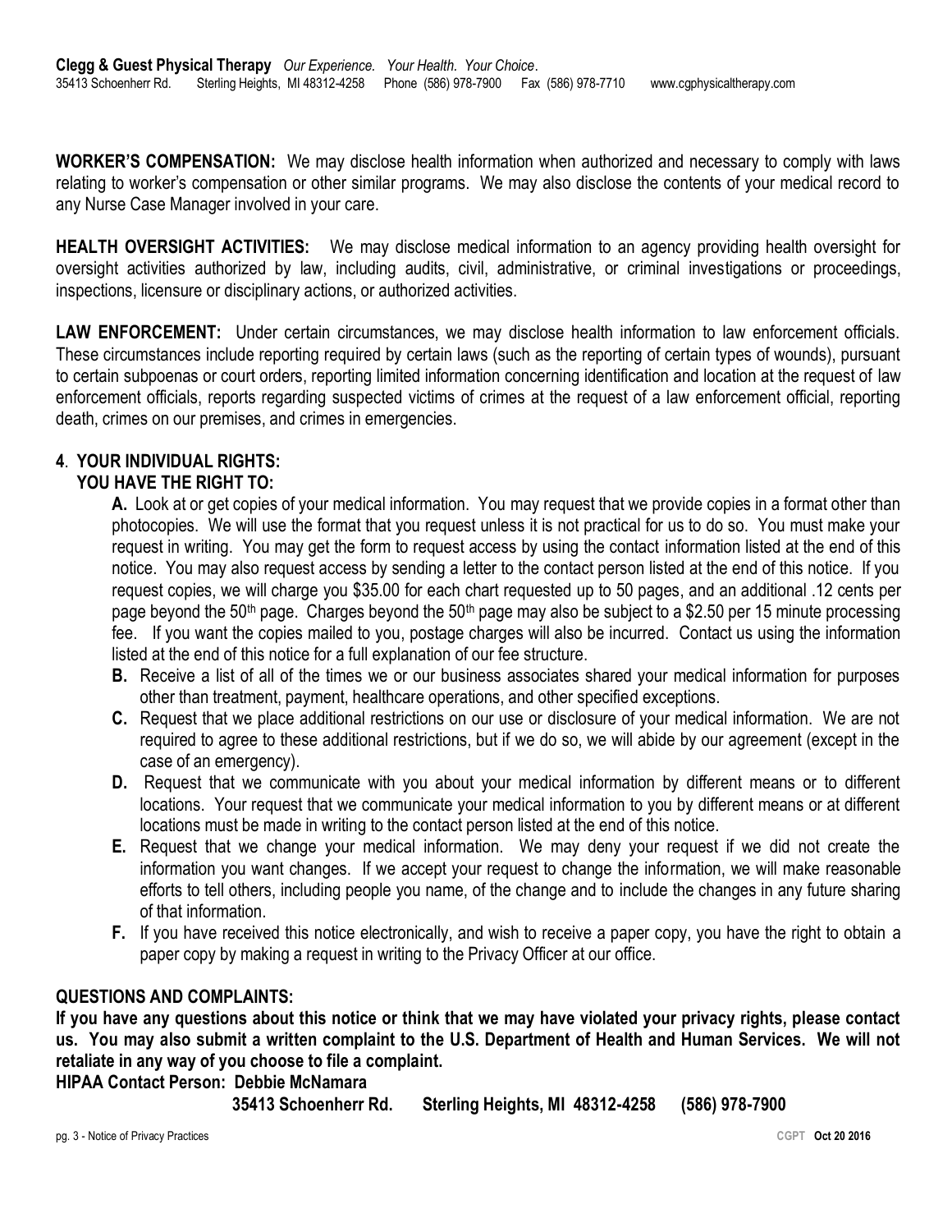**WORKER'S COMPENSATION:** We may disclose health information when authorized and necessary to comply with laws relating to worker's compensation or other similar programs. We may also disclose the contents of your medical record to any Nurse Case Manager involved in your care.

**HEALTH OVERSIGHT ACTIVITIES:** We may disclose medical information to an agency providing health oversight for oversight activities authorized by law, including audits, civil, administrative, or criminal investigations or proceedings, inspections, licensure or disciplinary actions, or authorized activities.

**LAW ENFORCEMENT:** Under certain circumstances, we may disclose health information to law enforcement officials. These circumstances include reporting required by certain laws (such as the reporting of certain types of wounds), pursuant to certain subpoenas or court orders, reporting limited information concerning identification and location at the request of law enforcement officials, reports regarding suspected victims of crimes at the request of a law enforcement official, reporting death, crimes on our premises, and crimes in emergencies.

**4. YOUR INDIVIDUAL RIGHTS:**
**YOU HAVE THE RIGHT TO:**

**A.** Look at or get copies of your medical information. You may request that we provide copies in a format other than photocopies. We will use the format that you request unless it is not practical for us to do so. You must make your request in writing. You may get the form to request access by using the contact information listed at the end of this notice. You may also request access by sending a letter to the contact person listed at the end of this notice. If you request copies, we will charge you $35.00 for each chart requested up to 50 pages, and an additional .12 cents per page beyond the 50th page. Charges beyond the 50th page may also be subject to a $2.50 per 15 minute processing fee. If you want the copies mailed to you, postage charges will also be incurred. Contact us using the information listed at the end of this notice for a full explanation of our fee structure.

**B.** Receive a list of all of the times we or our business associates shared your medical information for purposes other than treatment, payment, healthcare operations, and other specified exceptions.

**C.** Request that we place additional restrictions on our use or disclosure of your medical information. We are not required to agree to these additional restrictions, but if we do so, we will abide by our agreement (except in the case of an emergency).

**D.** Request that we communicate with you about your medical information by different means or to different locations. Your request that we communicate your medical information to you by different means or at different locations must be made in writing to the contact person listed at the end of this notice.

**E.** Request that we change your medical information. We may deny your request if we did not create the information you want changes. If we accept your request to change the information, we will make reasonable efforts to tell others, including people you name, of the change and to include the changes in any future sharing of that information.

**F.** If you have received this notice electronically, and wish to receive a paper copy, you have the right to obtain a paper copy by making a request in writing to the Privacy Officer at our office.

**QUESTIONS AND COMPLAINTS:**

**If you have any questions about this notice or think that we may have violated your privacy rights, please contact us. You may also submit a written complaint to the U.S. Department of Health and Human Services. We will not retaliate in any way of you choose to file a complaint.**

**HIPAA Contact Person: Debbie McNamara**

**35413 Schoenherr Rd. Sterling Heights, MI 48312-4258 (586) 978-7900**